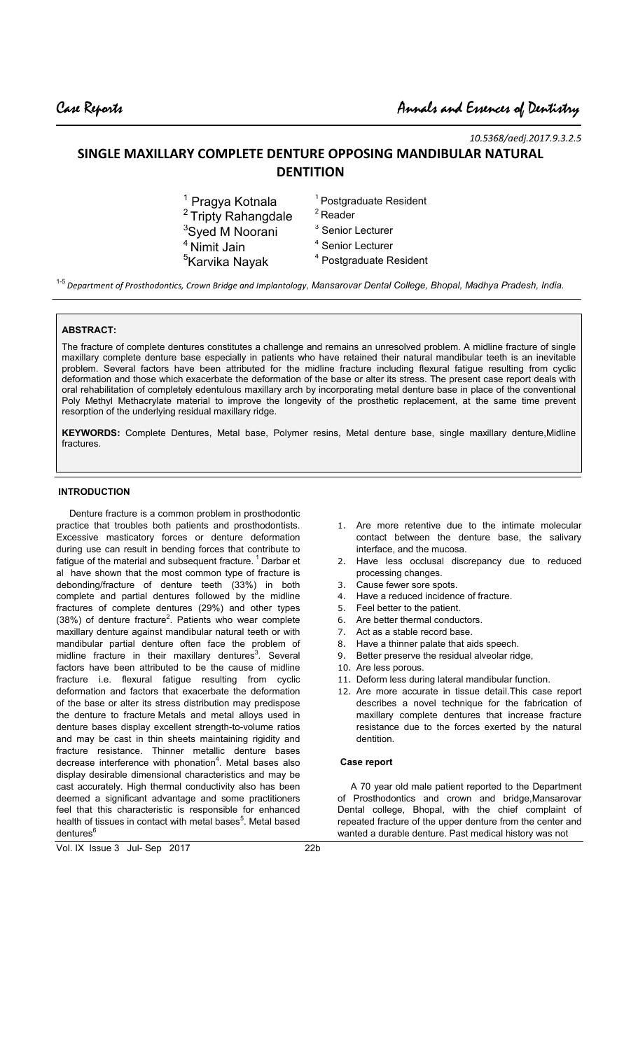10.5368/aedj.2017.9.3.2.5

# SINGLE MAXILLARY COMPLETE DENTURE OPPOSING MANDIBULAR NATURAL DENTITION

[1] Pragya Kotnala — [1] Postgraduate Resident
[2] Tripty Rahangdale — [2] Reader
[3] Syed M Noorani — [3] Senior Lecturer
[4] Nimit Jain — [4] Senior Lecturer
[5] Karvika Nayak — [4] Postgraduate Resident

[1-5] *Department of Prosthodontics, Crown Bridge and Implantology, Mansarovar Dental College, Bhopal, Madhya Pradesh, India.*

**ABSTRACT:**

The fracture of complete dentures base constitutes a challenge and remains an unresolved problem. A midline fracture of single maxillary complete denture base especially in patients who have retained their natural mandibular teeth is an inevitable problem. Several factors have been attributed for the midline fracture including flexural fatigue resulting from cyclic deformation and those which exacerbate the deformation of the base or alter its stress. The present case report deals with oral rehabilitation of completely edentulous maxillary arch by incorporating metal denture base in place of the conventional Poly Methyl Methacrylate material to improve the longevity of the prosthetic replacement, at the same time prevent resorption of the underlying residual maxillary ridge.

**KEYWORDS:** Complete Dentures, Metal base, Polymer resins, Metal denture base, single maxillary denture,Midline fractures.

## INTRODUCTION

Denture fracture is a common problem in prosthodontic practice that troubles both patients and prosthodontists. Excessive masticatory forces or denture deformation during use can result in bending forces that contribute to fatigue of the material and subsequent fracture. [1] Darbar et al have shown that the most common type of fracture is debonding/fracture of denture teeth (33%) in both complete and partial dentures followed by the midline fractures of complete dentures (29%) and other types (38%) of denture fracture[2]. Patients who wear complete maxillary denture against mandibular natural teeth or with mandibular partial denture often face the problem of midline fracture in their maxillary dentures[3]. Several factors have been attributed to be the cause of midline fracture i.e. flexural fatigue resulting from cyclic deformation and factors that exacerbate the deformation of the base or alter its stress distribution may predispose the denture to fracture Metals and metal alloys used in denture bases display excellent strength-to-volume ratios and may be cast in thin sheets maintaining rigidity and fracture resistance. Thinner metallic denture bases decrease interference with phonation[4]. Metal bases also display desirable dimensional characteristics and may be cast accurately. High thermal conductivity also has been deemed a significant advantage and some practitioners feel that this characteristic is responsible for enhanced health of tissues in contact with metal bases[5]. Metal based dentures[6]

1. Are more retentive due to the intimate molecular contact between the denture base, the salivary interface, and the mucosa.
2. Have less occlusal discrepancy due to reduced processing changes.
3. Cause fewer sore spots.
4. Have a reduced incidence of fracture.
5. Feel better to the patient.
6. Are better thermal conductors.
7. Act as a stable record base.
8. Have a thinner palate that aids speech.
9. Better preserve the residual alveolar ridge,
10. Are less porous.
11. Deform less during lateral mandibular function.
12. Are more accurate in tissue detail.This case report describes a novel technique for the fabrication of maxillary complete dentures that increase fracture resistance due to the forces exerted by the natural dentition.

## Case report

A 70 year old male patient reported to the Department of Prosthodontics and crown and bridge,Mansarovar Dental college, Bhopal, with the chief complaint of repeated fracture of the upper denture from the center and wanted a durable denture. Past medical history was not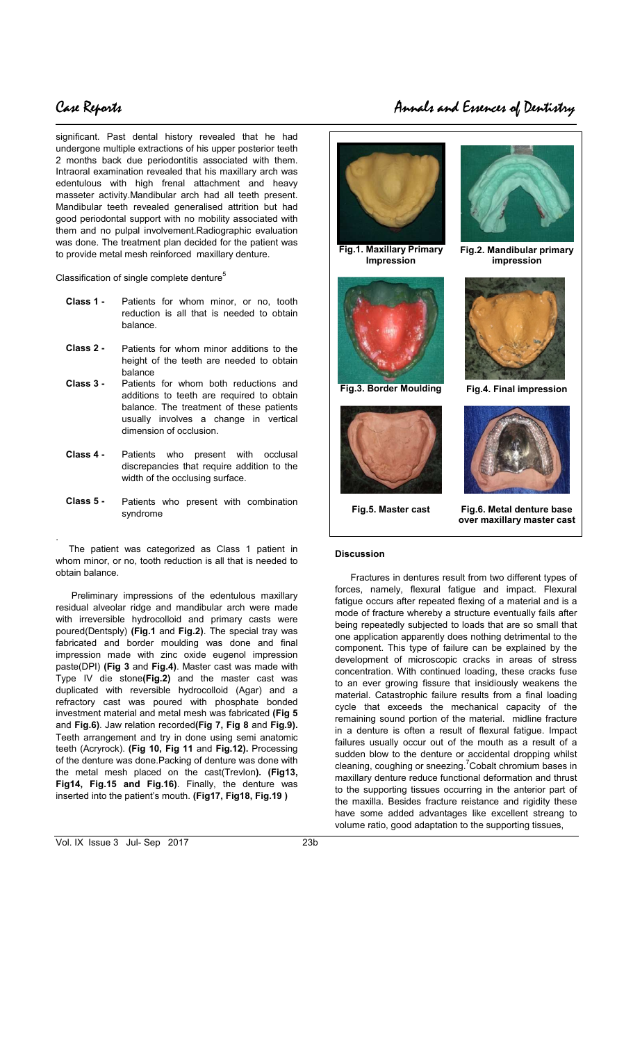significant. Past dental history revealed that he had undergone multiple extractions of his upper posterior teeth 2 months back due periodontitis associated with them. Intraoral examination revealed that his maxillary arch was edentulous with high frenal attachment and heavy masseter activity.Mandibular arch had all teeth present. Mandibular teeth revealed generalised attrition but had good periodontal support with no mobility associated with them and no pulpal involvement.Radiographic evaluation was done. The treatment plan decided for the patient was to provide metal mesh reinforced maxillary denture.

Classification of single complete denture[5]

- **Class 1 -** Patients for whom minor, or no, tooth reduction is all that is needed to obtain balance.
- **Class 2 -** Patients for whom minor additions to the height of the teeth are needed to obtain balance
- **Class 3 -** Patients for whom both reductions and additions to teeth are required to obtain balance. The treatment of these patients usually involves a change in vertical dimension of occlusion.
- **Class 4 -** Patients who present with occlusal discrepancies that require addition to the width of the occlusing surface.
- **Class 5 -** Patients who present with combination syndrome

.

The patient was categorized as Class 1 patient in whom minor, or no, tooth reduction is all that is needed to obtain balance.

Preliminary impressions of the edentulous maxillary residual alveolar ridge and mandibular arch were made with irreversible hydrocolloid and primary casts were poured(Dentsply) **(Fig.1** and **Fig.2)**. The special tray was fabricated and border moulding was done and final impression made with zinc oxide eugenol impression paste(DPI) **(Fig 3** and **Fig.4)**. Master cast was made with Type IV die stone**(Fig.2)** and the master cast was duplicated with reversible hydrocolloid (Agar) and a refractory cast was poured with phosphate bonded investment material and metal mesh was fabricated **(Fig 5** and **Fig.6)**. Jaw relation recorded**(Fig 7, Fig 8** and **Fig.9).** Teeth arrangement and try in done using semi anatomic teeth (Acryrock). **(Fig 10, Fig 11** and **Fig.12).** Processing of the denture was done.Packing of denture was done with the metal mesh placed on the cast(Trevlon**). (Fig13, Fig14, Fig.15 and Fig.16)**. Finally, the denture was inserted into the patient's mouth. **(Fig17, Fig18, Fig.19 )**

**Fig.1. Maxillary Primary Impression**

**Fig.2. Mandibular primary impression**

**Fig.3. Border Moulding**

**Fig.4. Final impression**

**Fig.5. Master cast**

**Fig.6. Metal denture base over maxillary master cast**

**Discussion**

Fractures in dentures result from two different types of forces, namely, flexural fatigue and impact. Flexural fatigue occurs after repeated flexing of a material and is a mode of fracture whereby a structure eventually fails after being repeatedly subjected to loads that are so small that one application apparently does nothing detrimental to the component. This type of failure can be explained by the development of microscopic cracks in areas of stress concentration. With continued loading, these cracks fuse to an ever growing fissure that insidiously weakens the material. Catastrophic failure results from a final loading cycle that exceeds the mechanical capacity of the remaining sound portion of the material. midline fracture in a denture is often a result of flexural fatigue. Impact failures usually occur out of the mouth as a result of a sudden blow to the denture or accidental dropping whilst cleaning, coughing or sneezing.[7]Cobalt chromium bases in maxillary denture reduce functional deformation and thrust to the supporting tissues occurring in the anterior part of the maxilla. Besides fracture reistance and rigidity these have some added advantages like excellent streang to volume ratio, good adaptation to the supporting tissues,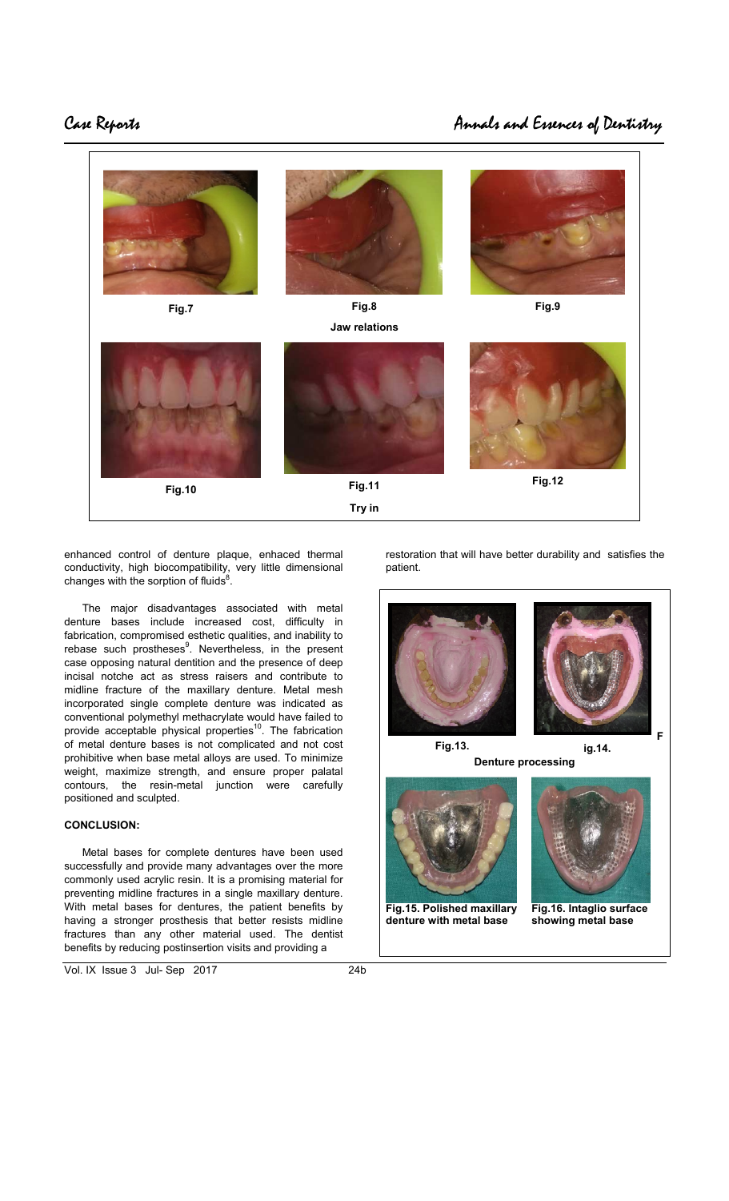Fig.7

Fig.8

Jaw relations

Fig.9

Fig.10

Fig.11

Try in

Fig.12

enhanced control of denture plaque, enhaced thermal conductivity, high biocompatibility, very little dimensional changes with the sorption of fluids[8].

The major disadvantages associated with metal denture bases include increased cost, difficulty in fabrication, compromised esthetic qualities, and inability to rebase such prostheses[9]. Nevertheless, in the present case opposing natural dentition and the presence of deep incisal notche act as stress raisers and contribute to midline fracture of the maxillary denture. Metal mesh incorporated single complete denture was indicated as conventional polymethyl methacrylate would have failed to provide acceptable physical properties[10]. The fabrication of metal denture bases is not complicated and not cost prohibitive when base metal alloys are used. To minimize weight, maximize strength, and ensure proper palatal contours, the resin-metal junction were carefully positioned and sculpted.

## CONCLUSION:

Metal bases for complete dentures have been used successfully and provide many advantages over the more commonly used acrylic resin. It is a promising material for preventing midline fractures in a single maxillary denture. With metal bases for dentures, the patient benefits by having a stronger prosthesis that better resists midline fractures than any other material used. The dentist benefits by reducing postinsertion visits and providing a restoration that will have better durability and satisfies the patient.

Fig.13.

Fig.14.

Denture processing

**Fig.15. Polished maxillary denture with metal base**

**Fig.16. Intaglio surface showing metal base**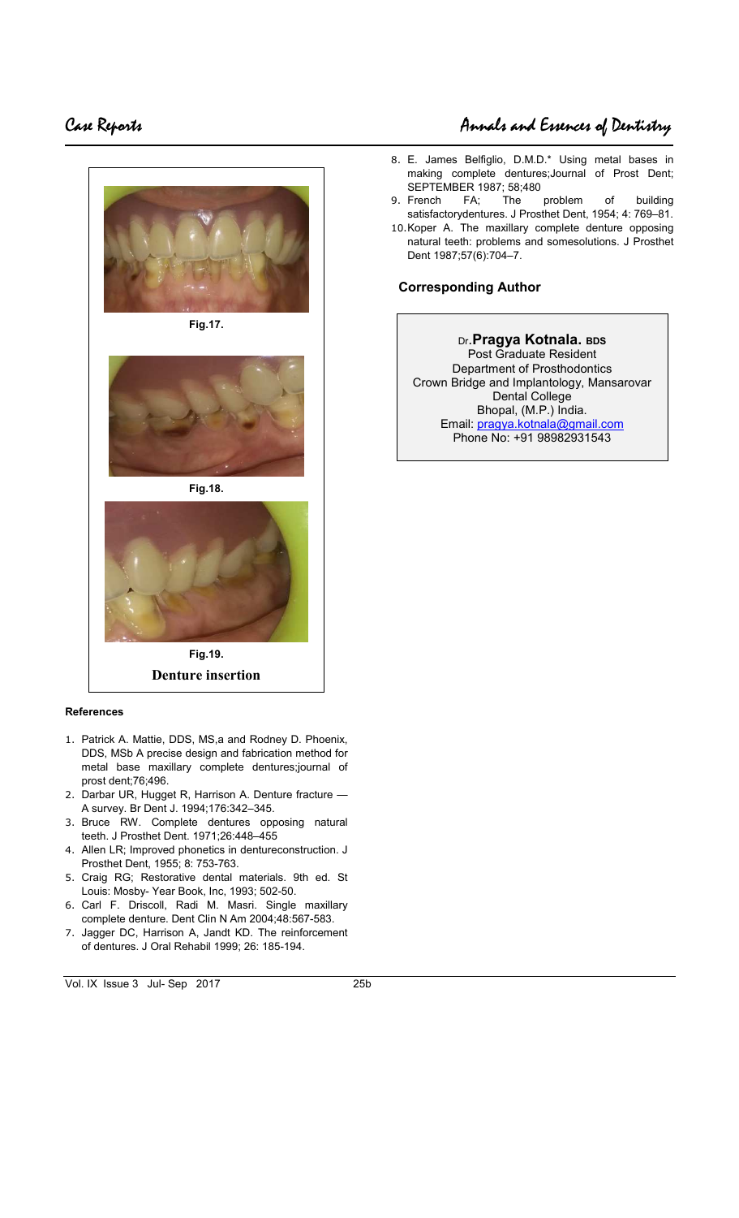Fig.17.

Fig.18.

Fig.19.

**Denture insertion**

### References

1. Patrick A. Mattie, DDS, MS,a and Rodney D. Phoenix, DDS, MSb A precise design and fabrication method for metal base maxillary complete dentures;journal of prost dent;76;496.
2. Darbar UR, Hugget R, Harrison A. Denture fracture — A survey. Br Dent J. 1994;176:342–345.
3. Bruce RW. Complete dentures opposing natural teeth. J Prosthet Dent. 1971;26:448–455
4. Allen LR; Improved phonetics in dentureconstruction. J Prosthet Dent, 1955; 8: 753-763.
5. Craig RG; Restorative dental materials. 9th ed. St Louis: Mosby- Year Book, Inc, 1993; 502-50.
6. Carl F. Driscoll, Radi M. Masri. Single maxillary complete denture. Dent Clin N Am 2004;48:567-583.
7. Jagger DC, Harrison A, Jandt KD. The reinforcement of dentures. J Oral Rehabil 1999; 26: 185-194.
8. E. James Belfiglio, D.M.D.* Using metal bases in making complete dentures;Journal of Prost Dent; SEPTEMBER 1987; 58;480
9. French FA; The problem of building satisfactorydentures. J Prosthet Dent, 1954; 4: 769–81.
10. Koper A. The maxillary complete denture opposing natural teeth: problems and somesolutions. J Prosthet Dent 1987;57(6):704–7.

## Corresponding Author

Dr.**Pragya Kotnala. BDS**
Post Graduate Resident
Department of Prosthodontics
Crown Bridge and Implantology, Mansarovar Dental College
Bhopal, (M.P.) India.
Email: pragya.kotnala@gmail.com
Phone No: +91 98982931543